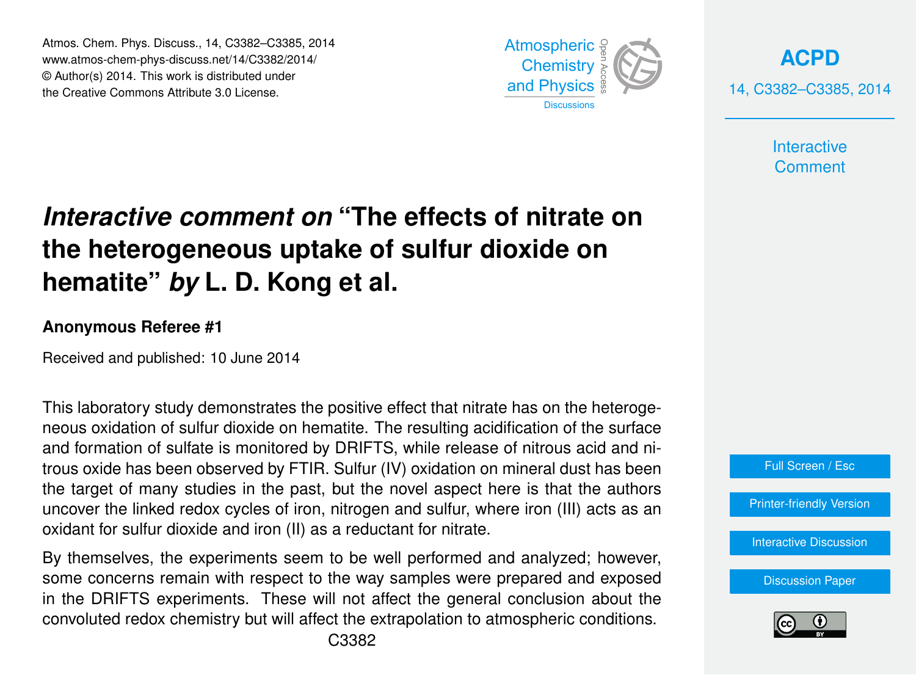# *Interactive comment on* "The effects of nitrate on the heterogeneous uptake of sulfur dioxide on hematite" *by* L. D. Kong et al.

**Anonymous Referee #1**

Received and published: 10 June 2014

This laboratory study demonstrates the positive effect that nitrate has on the heterogeneous oxidation of sulfur dioxide on hematite. The resulting acidification of the surface and formation of sulfate is monitored by DRIFTS, while release of nitrous acid and nitrous oxide has been observed by FTIR. Sulfur (IV) oxidation on mineral dust has been the target of many studies in the past, but the novel aspect here is that the authors uncover the linked redox cycles of iron, nitrogen and sulfur, where iron (III) acts as an oxidant for sulfur dioxide and iron (II) as a reductant for nitrate.

By themselves, the experiments seem to be well performed and analyzed; however, some concerns remain with respect to the way samples were prepared and exposed in the DRIFTS experiments. These will not affect the general conclusion about the convoluted redox chemistry but will affect the extrapolation to atmospheric conditions.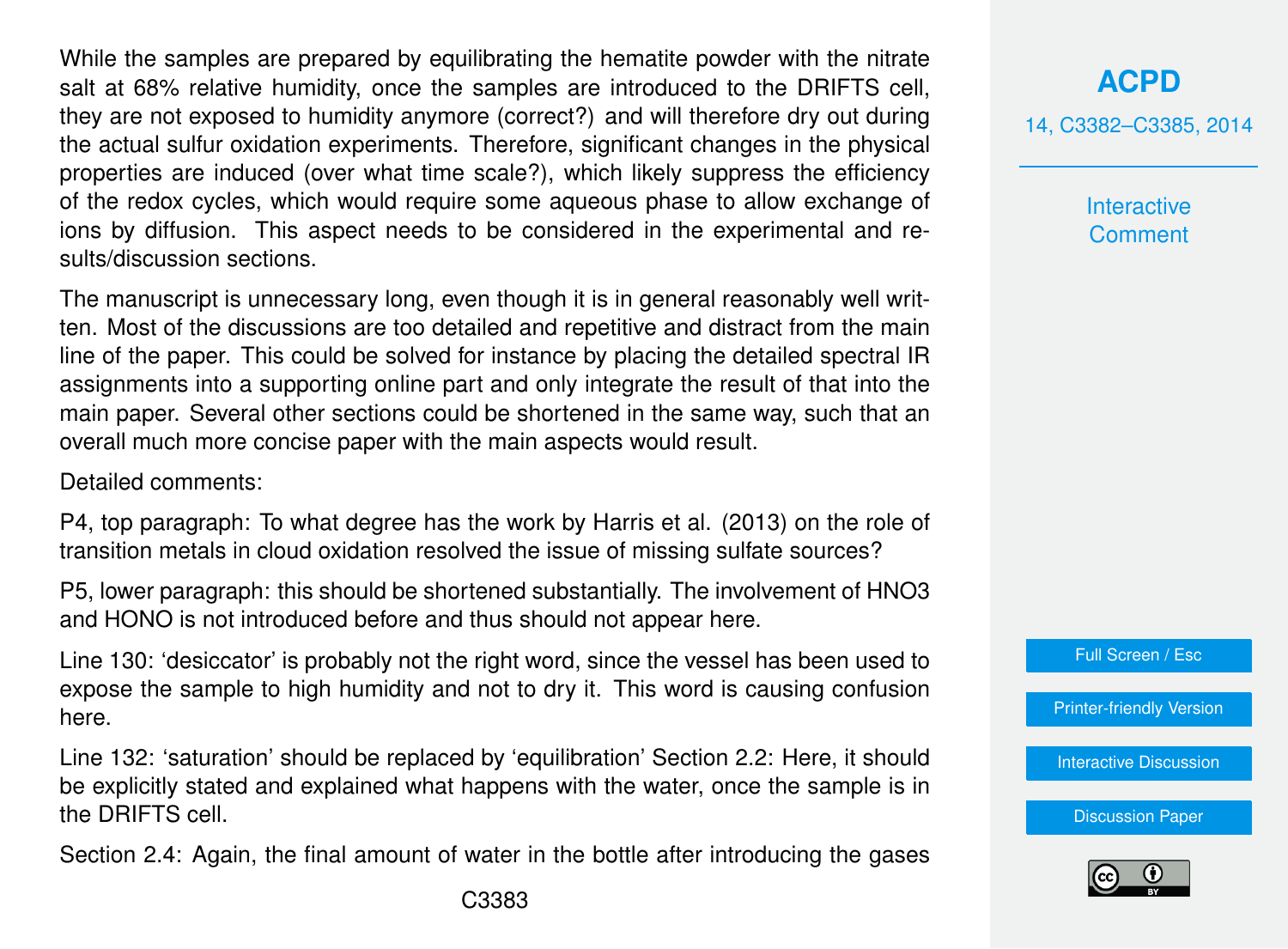While the samples are prepared by equilibrating the hematite powder with the nitrate salt at 68% relative humidity, once the samples are introduced to the DRIFTS cell, they are not exposed to humidity anymore (correct?) and will therefore dry out during the actual sulfur oxidation experiments. Therefore, significant changes in the physical properties are induced (over what time scale?), which likely suppress the efficiency of the redox cycles, which would require some aqueous phase to allow exchange of ions by diffusion. This aspect needs to be considered in the experimental and results/discussion sections.

The manuscript is unnecessary long, even though it is in general reasonably well written. Most of the discussions are too detailed and repetitive and distract from the main line of the paper. This could be solved for instance by placing the detailed spectral IR assignments into a supporting online part and only integrate the result of that into the main paper. Several other sections could be shortened in the same way, such that an overall much more concise paper with the main aspects would result.

Detailed comments:

P4, top paragraph: To what degree has the work by Harris et al. (2013) on the role of transition metals in cloud oxidation resolved the issue of missing sulfate sources?

P5, lower paragraph: this should be shortened substantially. The involvement of $HNO_3$ and HONO is not introduced before and thus should not appear here.

Line 130: 'desiccator' is probably not the right word, since the vessel has been used to expose the sample to high humidity and not to dry it. This word is causing confusion here.

Line 132: 'saturation' should be replaced by 'equilibration' Section 2.2: Here, it should be explicitly stated and explained what happens with the water, once the sample is in the DRIFTS cell.

Section 2.4: Again, the final amount of water in the bottle after introducing the gases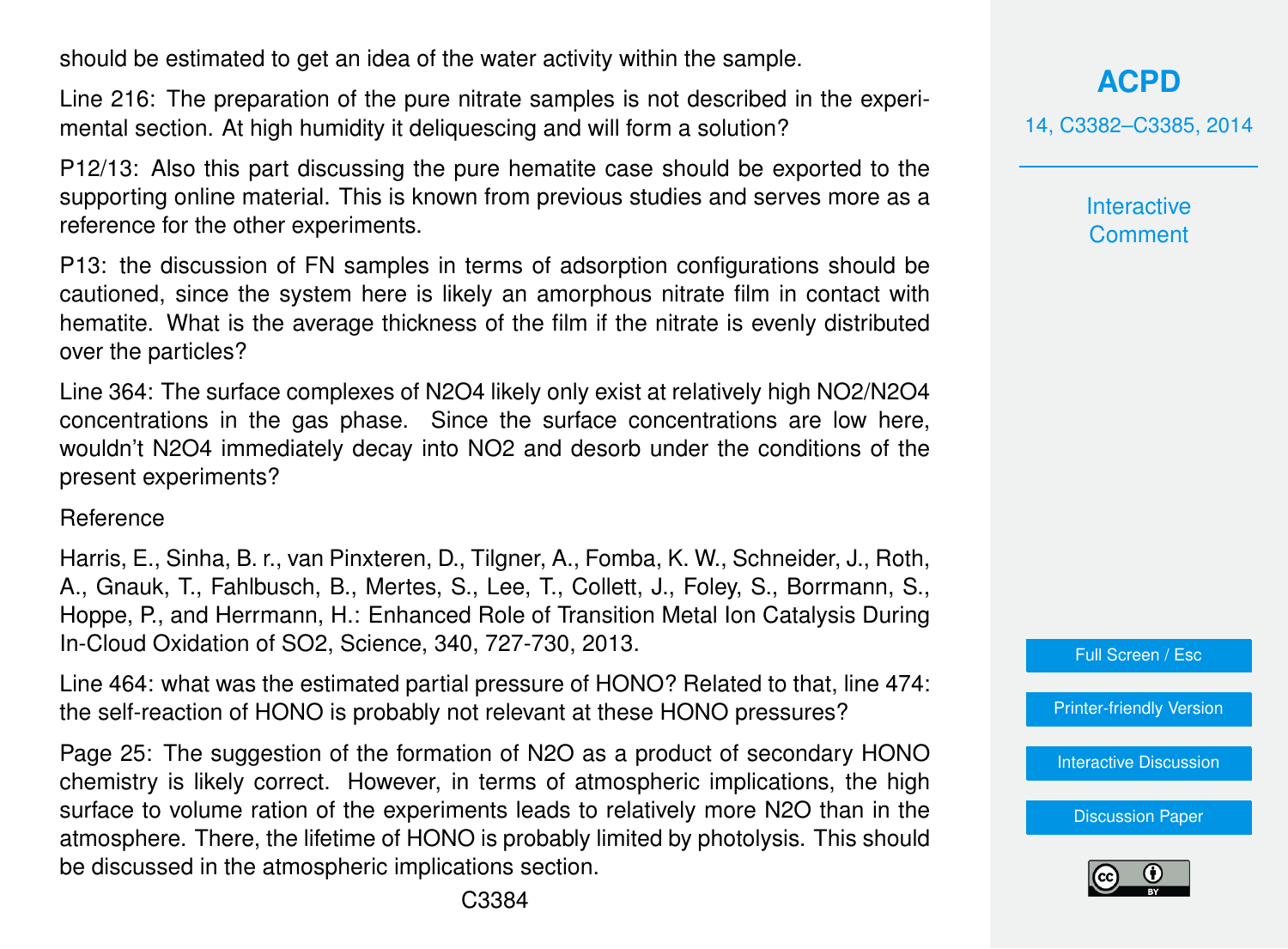should be estimated to get an idea of the water activity within the sample.

Line 216: The preparation of the pure nitrate samples is not described in the experimental section. At high humidity it deliquescing and will form a solution?

P12/13: Also this part discussing the pure hematite case should be exported to the supporting online material. This is known from previous studies and serves more as a reference for the other experiments.

P13: the discussion of FN samples in terms of adsorption configurations should be cautioned, since the system here is likely an amorphous nitrate film in contact with hematite. What is the average thickness of the film if the nitrate is evenly distributed over the particles?

Line 364: The surface complexes of $N_2O_4$ likely only exist at relatively high $NO_2/N_2O_4$ concentrations in the gas phase. Since the surface concentrations are low here, wouldn't $N_2O_4$ immediately decay into $NO_2$ and desorb under the conditions of the present experiments?

Reference

Harris, E., Sinha, B. r., van Pinxteren, D., Tilgner, A., Fomba, K. W., Schneider, J., Roth, A., Gnauk, T., Fahlbusch, B., Mertes, S., Lee, T., Collett, J., Foley, S., Borrmann, S., Hoppe, P., and Herrmann, H.: Enhanced Role of Transition Metal Ion Catalysis During In-Cloud Oxidation of $SO_2$, Science, 340, 727-730, 2013.

Line 464: what was the estimated partial pressure of HONO? Related to that, line 474: the self-reaction of HONO is probably not relevant at these HONO pressures?

Page 25: The suggestion of the formation of $N_2O$ as a product of secondary HONO chemistry is likely correct. However, in terms of atmospheric implications, the high surface to volume ration of the experiments leads to relatively more $N_2O$ than in the atmosphere. There, the lifetime of HONO is probably limited by photolysis. This should be discussed in the atmospheric implications section.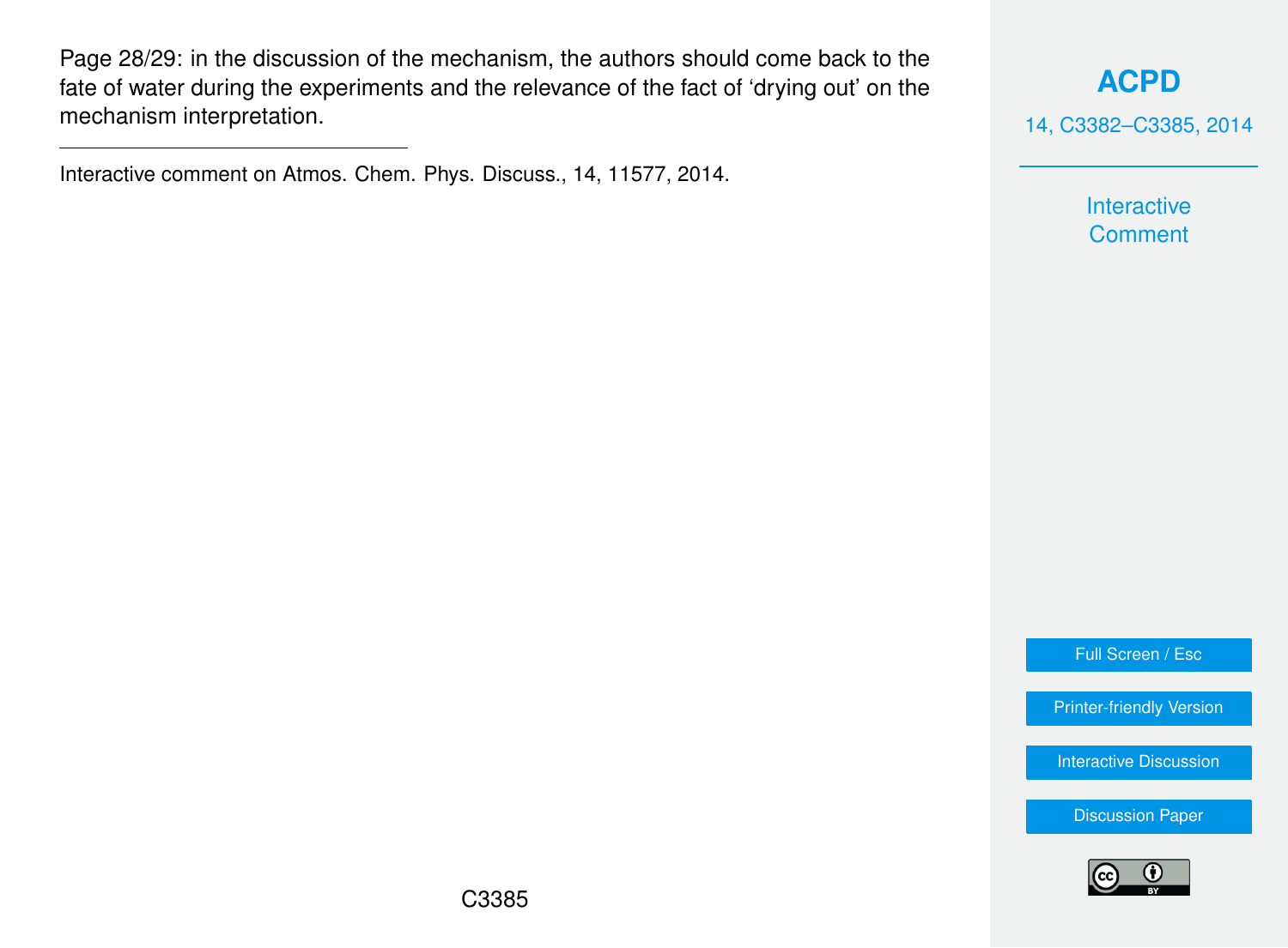Page 28/29: in the discussion of the mechanism, the authors should come back to the fate of water during the experiments and the relevance of the fact of 'drying out' on the mechanism interpretation.

---

Interactive comment on Atmos. Chem. Phys. Discuss., 14, 11577, 2014.